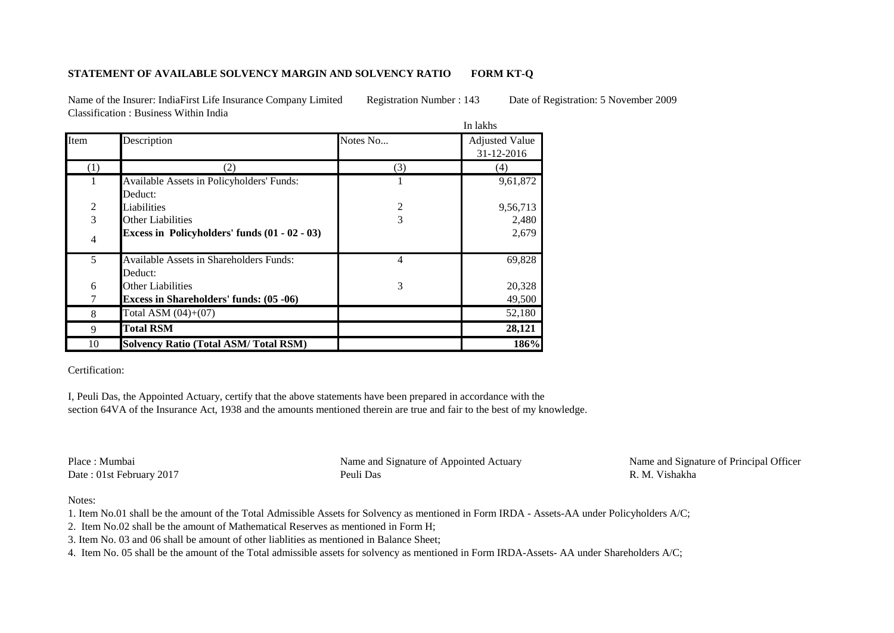**STATEMENT OF AVAILABLE SOLVENCY MARGIN AND SOLVENCY RATIO FORM KT-Q**

Name of the Insurer: IndiaFirst Life Insurance Company Limited Registration Number : 143 Date of Registration: 5 November 2009
Classification : Business Within India

In lakhs

| Item | Description | Notes No... | Adjusted Value 31-12-2016 |
|---|---|---|---|
| (1) | (2) | (3) | (4) |
| 1 | Available Assets in Policyholders' Funds: | 1 | 9,61,872 |
| | Deduct: | | |
| 2 | Liabilities | 2 | 9,56,713 |
| 3 | Other Liabilities | 3 | 2,480 |
| 4 | **Excess in Policyholders' funds (01 - 02 - 03)** | | 2,679 |
| 5 | Available Assets in Shareholders Funds: | 4 | 69,828 |
| | Deduct: | | |
| 6 | Other Liabilities | 3 | 20,328 |
| 7 | **Excess in Shareholders' funds: (05 -06)** | | 49,500 |
| 8 | Total ASM (04)+(07) | | 52,180 |
| 9 | **Total RSM** | | **28,121** |
| 10 | **Solvency Ratio (Total ASM/ Total RSM)** | | **186%** |

Certification:

I, Peuli Das, the Appointed Actuary, certify that the above statements have been prepared in accordance with the section 64VA of the Insurance Act, 1938 and the amounts mentioned therein are true and fair to the best of my knowledge.

Place : Mumbai
Date : 01st February 2017

Name and Signature of Appointed Actuary
Peuli Das

Name and Signature of Principal Officer
R. M. Vishakha

Notes:

1. Item No.01 shall be the amount of the Total Admissible Assets for Solvency as mentioned in Form IRDA - Assets-AA under Policyholders A/C;
2. Item No.02 shall be the amount of Mathematical Reserves as mentioned in Form H;
3. Item No. 03 and 06 shall be amount of other liablities as mentioned in Balance Sheet;
4. Item No. 05 shall be the amount of the Total admissible assets for solvency as mentioned in Form IRDA-Assets- AA under Shareholders A/C;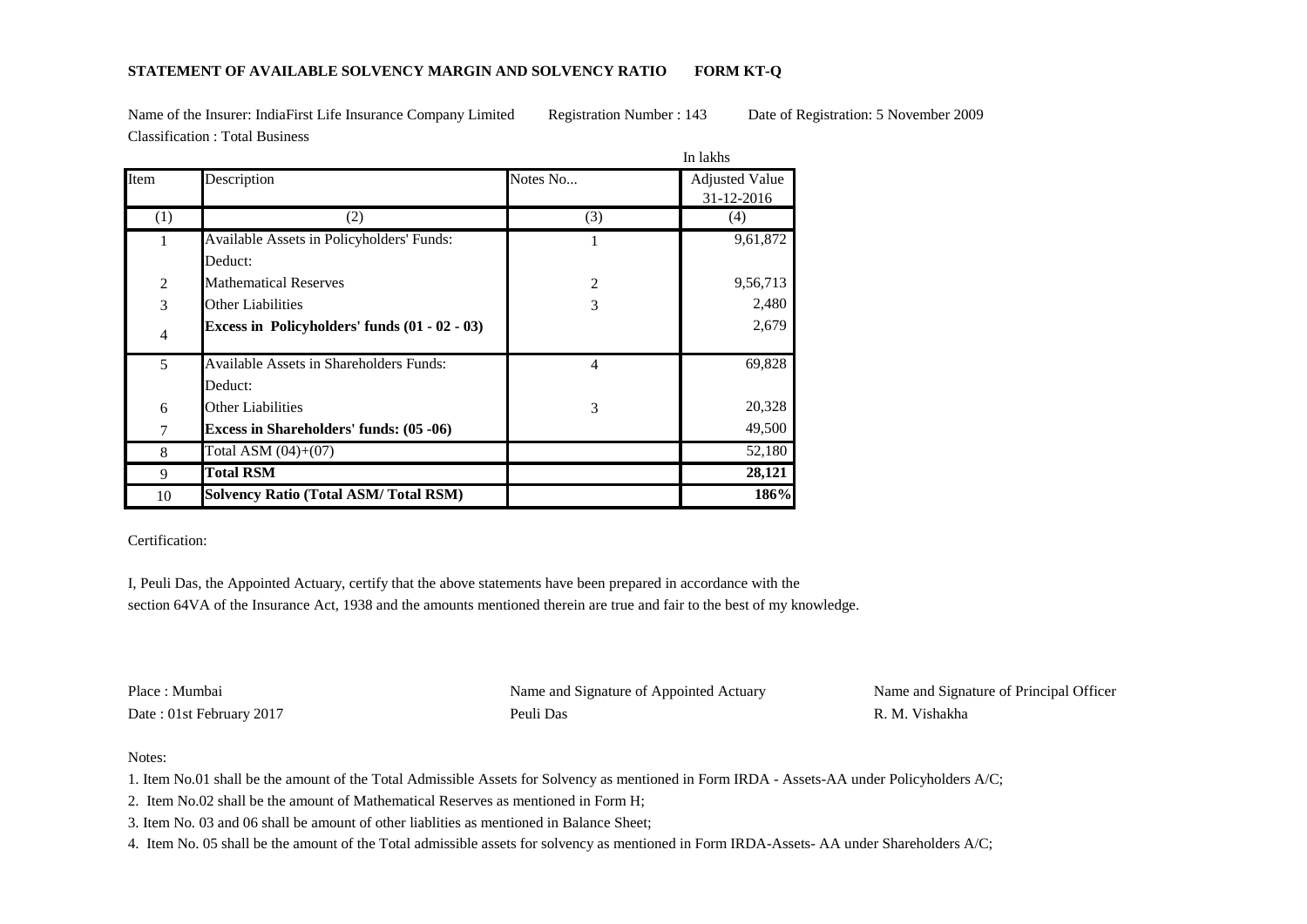**STATEMENT OF AVAILABLE SOLVENCY MARGIN AND SOLVENCY RATIO FORM KT-Q**

Name of the Insurer: IndiaFirst Life Insurance Company Limited Registration Number : 143 Date of Registration: 5 November 2009

Classification : Total Business

In lakhs

| Item | Description | Notes No... | Adjusted Value 31-12-2016 |
|---|---|---|---|
| (1) | (2) | (3) | (4) |
| 1 | Available Assets in Policyholders' Funds: | 1 | 9,61,872 |
| | Deduct: | | |
| 2 | Mathematical Reserves | 2 | 9,56,713 |
| 3 | Other Liabilities | 3 | 2,480 |
| 4 | **Excess in Policyholders' funds (01 - 02 - 03)** | | 2,679 |
| 5 | Available Assets in Shareholders Funds: | 4 | 69,828 |
| | Deduct: | | |
| 6 | Other Liabilities | 3 | 20,328 |
| 7 | **Excess in Shareholders' funds: (05 -06)** | | 49,500 |
| 8 | Total ASM (04)+(07) | | 52,180 |
| 9 | **Total RSM** | | **28,121** |
| 10 | **Solvency Ratio (Total ASM/ Total RSM)** | | **186%** |

Certification:

I, Peuli Das, the Appointed Actuary, certify that the above statements have been prepared in accordance with the section 64VA of the Insurance Act, 1938 and the amounts mentioned therein are true and fair to the best of my knowledge.

Place : Mumbai

Date : 01st February 2017

Name and Signature of Appointed Actuary

Peuli Das

Name and Signature of Principal Officer

R. M. Vishakha

Notes:

1. Item No.01 shall be the amount of the Total Admissible Assets for Solvency as mentioned in Form IRDA - Assets-AA under Policyholders A/C;
2. Item No.02 shall be the amount of Mathematical Reserves as mentioned in Form H;
3. Item No. 03 and 06 shall be amount of other liablities as mentioned in Balance Sheet;
4. Item No. 05 shall be the amount of the Total admissible assets for solvency as mentioned in Form IRDA-Assets- AA under Shareholders A/C;